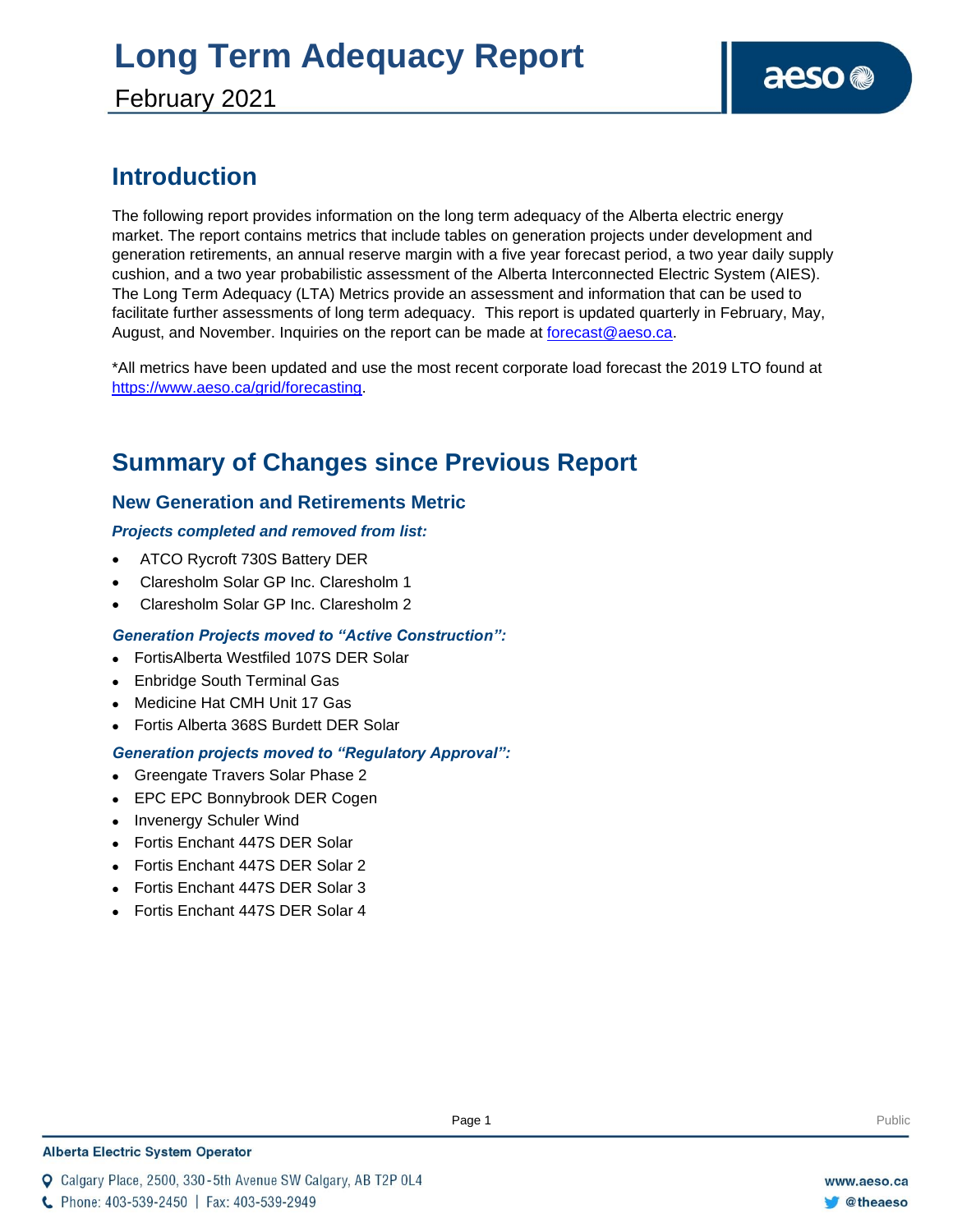# Long Term Adequacy Report

February 2021

## Introduction

The following report provides information on the long term adequacy of the Alberta electric energy market. The report contains metrics that include tables on generation projects under development and generation retirements, an annual reserve margin with a five year forecast period, a two year daily supply cushion, and a two year probabilistic assessment of the Alberta Interconnected Electric System (AIES). The Long Term Adequacy (LTA) Metrics provide an assessment and information that can be used to facilitate further assessments of long term adequacy. This report is updated quarterly in February, May, August, and November. Inquiries on the report can be made at forecast@aeso.ca.

*All metrics have been updated and use the most recent corporate load forecast the 2019 LTO found at https://www.aeso.ca/grid/forecasting.

## Summary of Changes since Previous Report

### New Generation and Retirements Metric

***Projects completed and removed from list:***

- ATCO Rycroft 730S Battery DER
- Claresholm Solar GP Inc. Claresholm 1
- Claresholm Solar GP Inc. Claresholm 2

***Generation Projects moved to "Active Construction":***

- FortisAlberta Westfiled 107S DER Solar
- Enbridge South Terminal Gas
- Medicine Hat CMH Unit 17 Gas
- Fortis Alberta 368S Burdett DER Solar

***Generation projects moved to "Regulatory Approval":***

- Greengate Travers Solar Phase 2
- EPC EPC Bonnybrook DER Cogen
- Invenergy Schuler Wind
- Fortis Enchant 447S DER Solar
- Fortis Enchant 447S DER Solar 2
- Fortis Enchant 447S DER Solar 3
- Fortis Enchant 447S DER Solar 4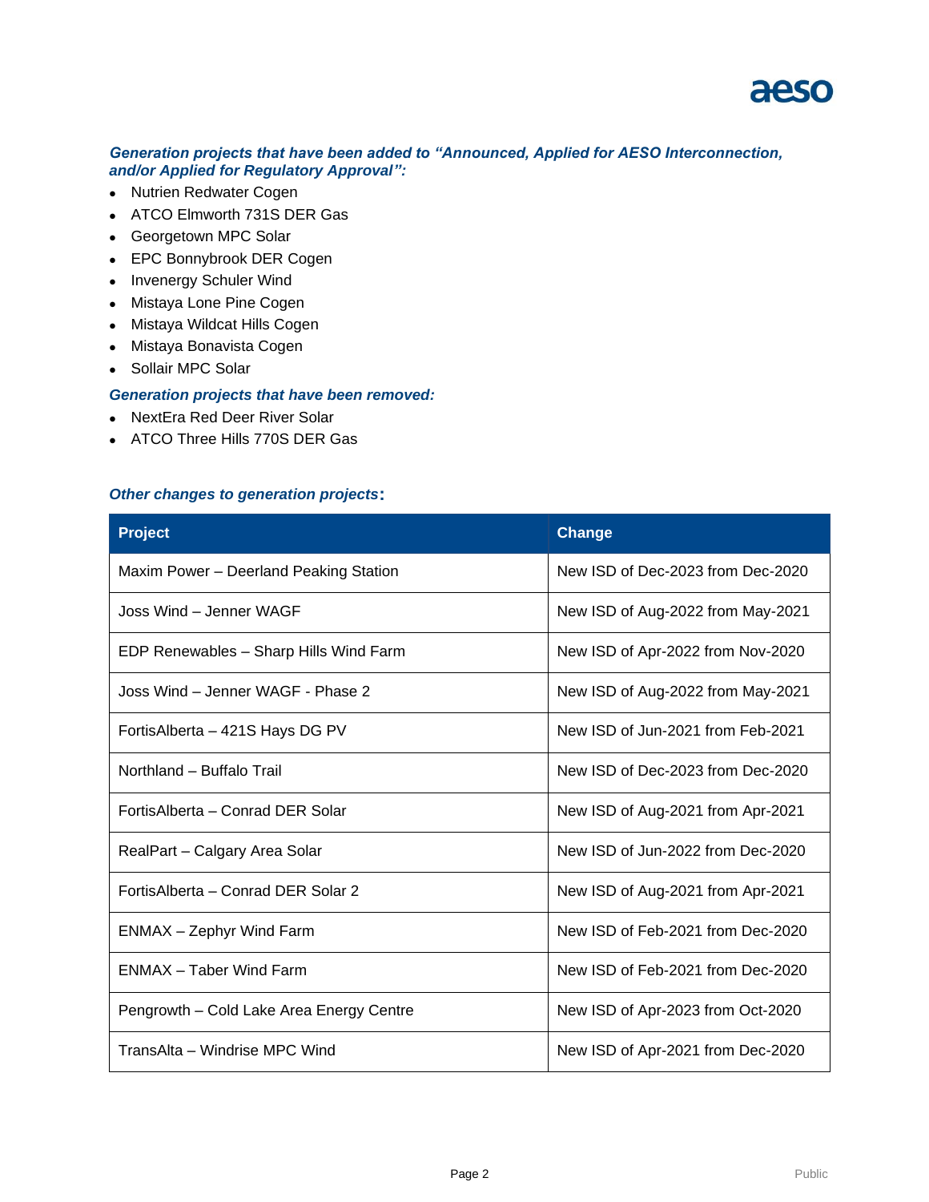***Generation projects that have been added to "Announced, Applied for AESO Interconnection, and/or Applied for Regulatory Approval":***

- Nutrien Redwater Cogen
- ATCO Elmworth 731S DER Gas
- Georgetown MPC Solar
- EPC Bonnybrook DER Cogen
- Invenergy Schuler Wind
- Mistaya Lone Pine Cogen
- Mistaya Wildcat Hills Cogen
- Mistaya Bonavista Cogen
- Sollair MPC Solar

***Generation projects that have been removed:***

- NextEra Red Deer River Solar
- ATCO Three Hills 770S DER Gas

***Other changes to generation projects:***

| Project | Change |
|---|---|
| Maxim Power – Deerland Peaking Station | New ISD of Dec-2023 from Dec-2020 |
| Joss Wind – Jenner WAGF | New ISD of Aug-2022 from May-2021 |
| EDP Renewables – Sharp Hills Wind Farm | New ISD of Apr-2022 from Nov-2020 |
| Joss Wind – Jenner WAGF - Phase 2 | New ISD of Aug-2022 from May-2021 |
| FortisAlberta – 421S Hays DG PV | New ISD of Jun-2021 from Feb-2021 |
| Northland – Buffalo Trail | New ISD of Dec-2023 from Dec-2020 |
| FortisAlberta – Conrad DER Solar | New ISD of Aug-2021 from Apr-2021 |
| RealPart – Calgary Area Solar | New ISD of Jun-2022 from Dec-2020 |
| FortisAlberta – Conrad DER Solar 2 | New ISD of Aug-2021 from Apr-2021 |
| ENMAX – Zephyr Wind Farm | New ISD of Feb-2021 from Dec-2020 |
| ENMAX – Taber Wind Farm | New ISD of Feb-2021 from Dec-2020 |
| Pengrowth – Cold Lake Area Energy Centre | New ISD of Apr-2023 from Oct-2020 |
| TransAlta – Windrise MPC Wind | New ISD of Apr-2021 from Dec-2020 |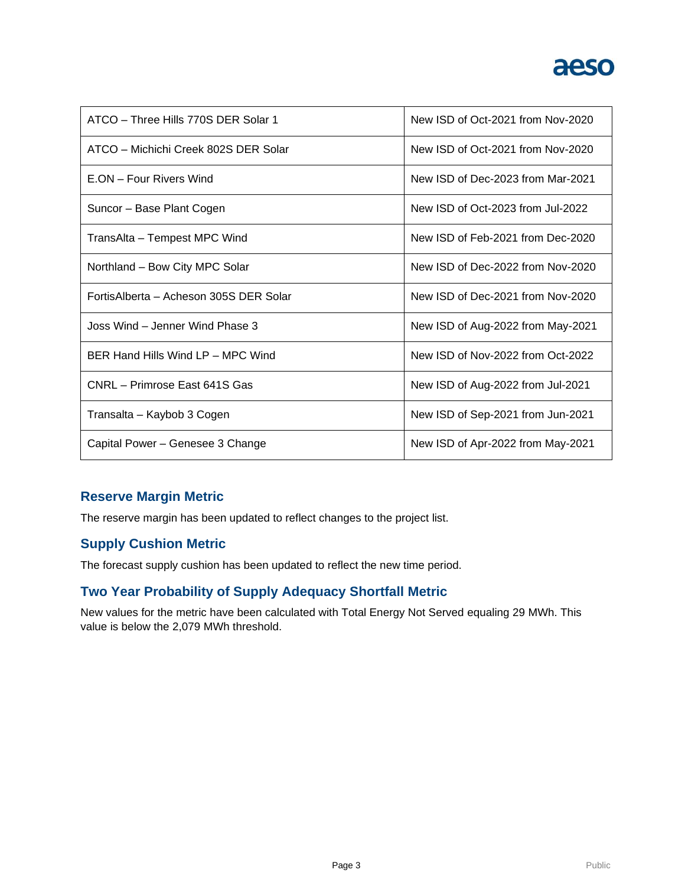| | |
|---|---|
| ATCO – Three Hills 770S DER Solar 1 | New ISD of Oct-2021 from Nov-2020 |
| ATCO – Michichi Creek 802S DER Solar | New ISD of Oct-2021 from Nov-2020 |
| E.ON – Four Rivers Wind | New ISD of Dec-2023 from Mar-2021 |
| Suncor – Base Plant Cogen | New ISD of Oct-2023 from Jul-2022 |
| TransAlta – Tempest MPC Wind | New ISD of Feb-2021 from Dec-2020 |
| Northland – Bow City MPC Solar | New ISD of Dec-2022 from Nov-2020 |
| FortisAlberta – Acheson 305S DER Solar | New ISD of Dec-2021 from Nov-2020 |
| Joss Wind – Jenner Wind Phase 3 | New ISD of Aug-2022 from May-2021 |
| BER Hand Hills Wind LP – MPC Wind | New ISD of Nov-2022 from Oct-2022 |
| CNRL – Primrose East 641S Gas | New ISD of Aug-2022 from Jul-2021 |
| Transalta – Kaybob 3 Cogen | New ISD of Sep-2021 from Jun-2021 |
| Capital Power – Genesee 3 Change | New ISD of Apr-2022 from May-2021 |

## Reserve Margin Metric

The reserve margin has been updated to reflect changes to the project list.

## Supply Cushion Metric

The forecast supply cushion has been updated to reflect the new time period.

## Two Year Probability of Supply Adequacy Shortfall Metric

New values for the metric have been calculated with Total Energy Not Served equaling 29 MWh. This value is below the 2,079 MWh threshold.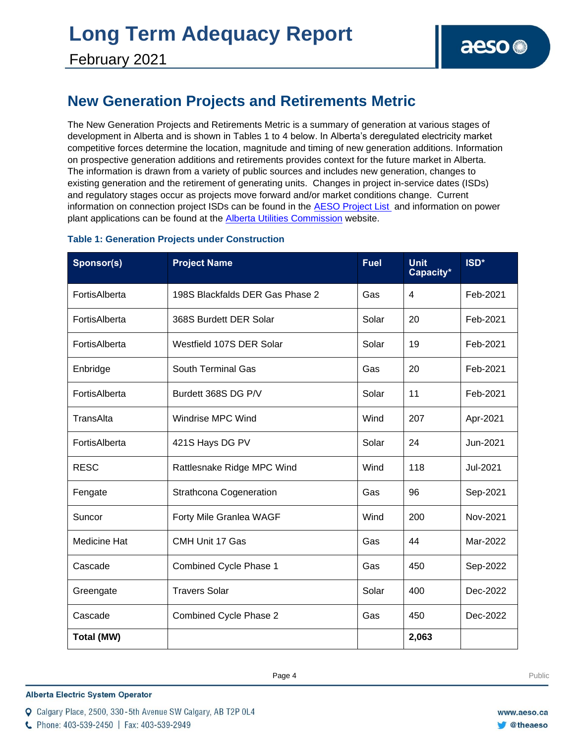# Long Term Adequacy Report

February 2021

## New Generation Projects and Retirements Metric

The New Generation Projects and Retirements Metric is a summary of generation at various stages of development in Alberta and is shown in Tables 1 to 4 below. In Alberta's deregulated electricity market competitive forces determine the location, magnitude and timing of new generation additions. Information on prospective generation additions and retirements provides context for the future market in Alberta. The information is drawn from a variety of public sources and includes new generation, changes to existing generation and the retirement of generating units. Changes in project in-service dates (ISDs) and regulatory stages occur as projects move forward and/or market conditions change. Current information on connection project ISDs can be found in the AESO Project List and information on power plant applications can be found at the Alberta Utilities Commission website.

### Table 1: Generation Projects under Construction

| Sponsor(s) | Project Name | Fuel | Unit Capacity* | ISD* |
|---|---|---|---|---|
| FortisAlberta | 198S Blackfalds DER Gas Phase 2 | Gas | 4 | Feb-2021 |
| FortisAlberta | 368S Burdett DER Solar | Solar | 20 | Feb-2021 |
| FortisAlberta | Westfield 107S DER Solar | Solar | 19 | Feb-2021 |
| Enbridge | South Terminal Gas | Gas | 20 | Feb-2021 |
| FortisAlberta | Burdett 368S DG P/V | Solar | 11 | Feb-2021 |
| TransAlta | Windrise MPC Wind | Wind | 207 | Apr-2021 |
| FortisAlberta | 421S Hays DG PV | Solar | 24 | Jun-2021 |
| RESC | Rattlesnake Ridge MPC Wind | Wind | 118 | Jul-2021 |
| Fengate | Strathcona Cogeneration | Gas | 96 | Sep-2021 |
| Suncor | Forty Mile Granlea WAGF | Wind | 200 | Nov-2021 |
| Medicine Hat | CMH Unit 17 Gas | Gas | 44 | Mar-2022 |
| Cascade | Combined Cycle Phase 1 | Gas | 450 | Sep-2022 |
| Greengate | Travers Solar | Solar | 400 | Dec-2022 |
| Cascade | Combined Cycle Phase 2 | Gas | 450 | Dec-2022 |
| **Total (MW)** | | | **2,063** | |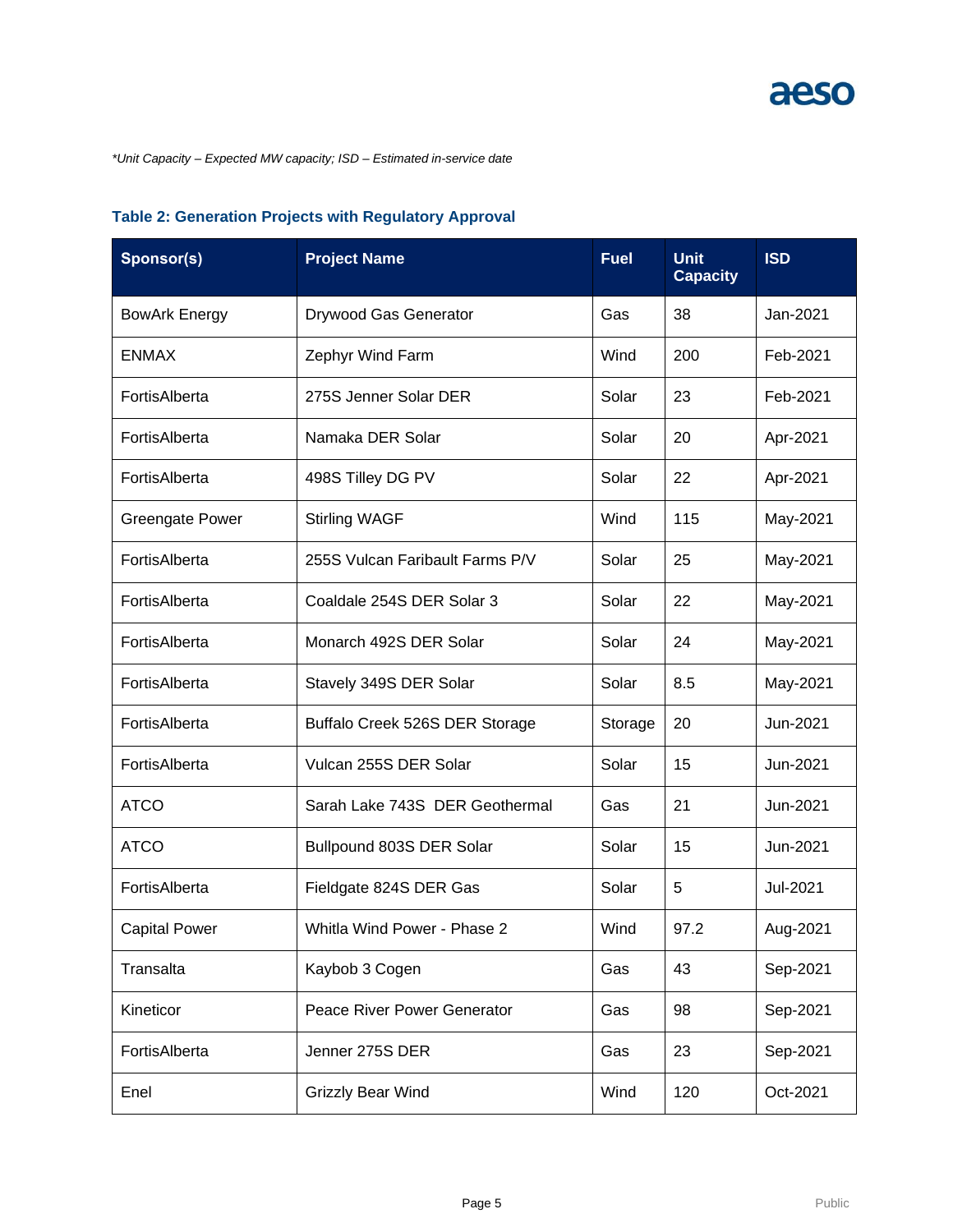*\*Unit Capacity – Expected MW capacity; ISD – Estimated in-service date*

### Table 2: Generation Projects with Regulatory Approval

| Sponsor(s) | Project Name | Fuel | Unit Capacity | ISD |
|---|---|---|---|---|
| BowArk Energy | Drywood Gas Generator | Gas | 38 | Jan-2021 |
| ENMAX | Zephyr Wind Farm | Wind | 200 | Feb-2021 |
| FortisAlberta | 275S Jenner Solar DER | Solar | 23 | Feb-2021 |
| FortisAlberta | Namaka DER Solar | Solar | 20 | Apr-2021 |
| FortisAlberta | 498S Tilley DG PV | Solar | 22 | Apr-2021 |
| Greengate Power | Stirling WAGF | Wind | 115 | May-2021 |
| FortisAlberta | 255S Vulcan Faribault Farms P/V | Solar | 25 | May-2021 |
| FortisAlberta | Coaldale 254S DER Solar 3 | Solar | 22 | May-2021 |
| FortisAlberta | Monarch 492S DER Solar | Solar | 24 | May-2021 |
| FortisAlberta | Stavely 349S DER Solar | Solar | 8.5 | May-2021 |
| FortisAlberta | Buffalo Creek 526S DER Storage | Storage | 20 | Jun-2021 |
| FortisAlberta | Vulcan 255S DER Solar | Solar | 15 | Jun-2021 |
| ATCO | Sarah Lake 743S DER Geothermal | Gas | 21 | Jun-2021 |
| ATCO | Bullpound 803S DER Solar | Solar | 15 | Jun-2021 |
| FortisAlberta | Fieldgate 824S DER Gas | Solar | 5 | Jul-2021 |
| Capital Power | Whitla Wind Power - Phase 2 | Wind | 97.2 | Aug-2021 |
| Transalta | Kaybob 3 Cogen | Gas | 43 | Sep-2021 |
| Kineticor | Peace River Power Generator | Gas | 98 | Sep-2021 |
| FortisAlberta | Jenner 275S DER | Gas | 23 | Sep-2021 |
| Enel | Grizzly Bear Wind | Wind | 120 | Oct-2021 |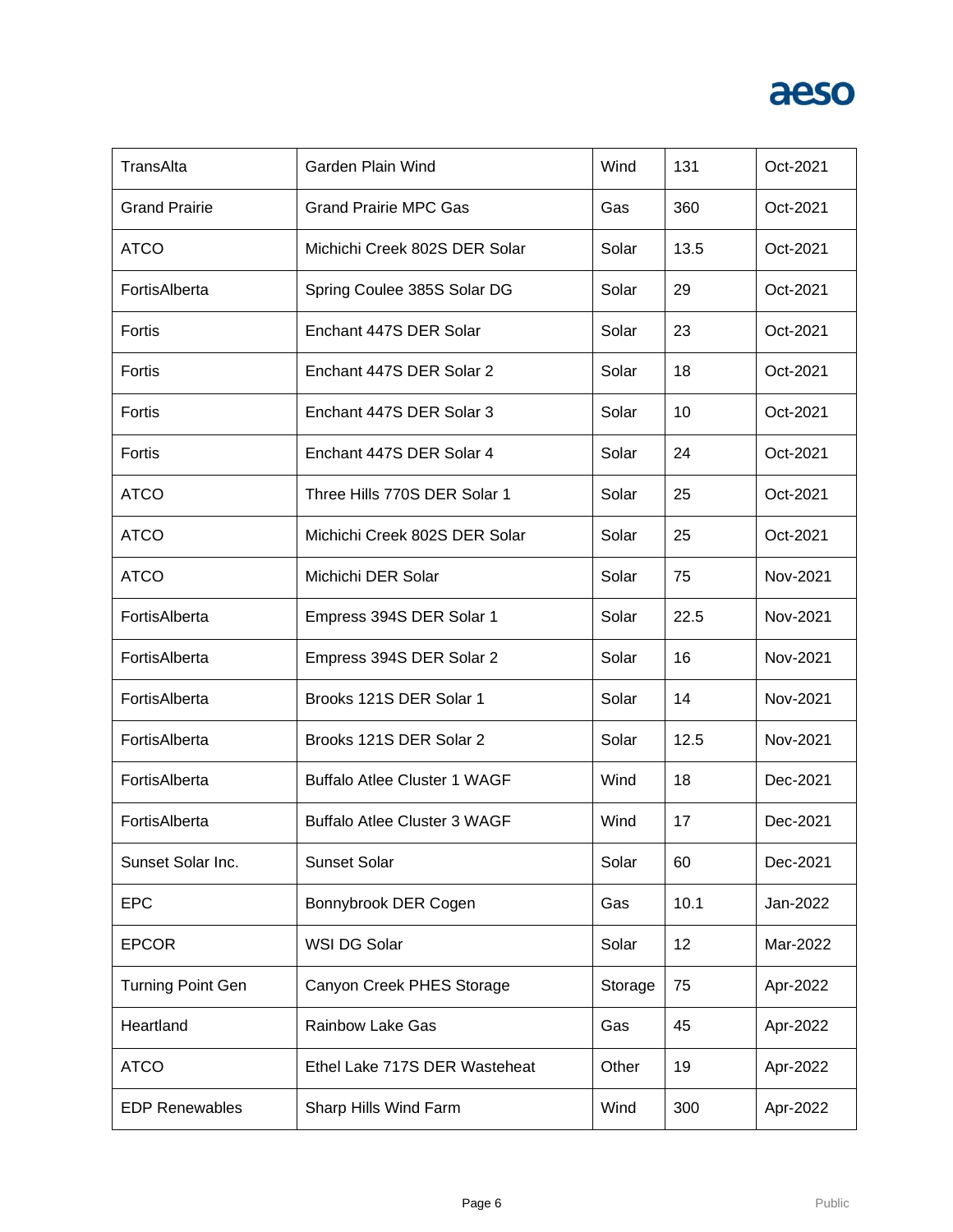| TransAlta | Garden Plain Wind | Wind | 131 | Oct-2021 |
|---|---|---|---|---|
| Grand Prairie | Grand Prairie MPC Gas | Gas | 360 | Oct-2021 |
| ATCO | Michichi Creek 802S DER Solar | Solar | 13.5 | Oct-2021 |
| FortisAlberta | Spring Coulee 385S Solar DG | Solar | 29 | Oct-2021 |
| Fortis | Enchant 447S DER Solar | Solar | 23 | Oct-2021 |
| Fortis | Enchant 447S DER Solar 2 | Solar | 18 | Oct-2021 |
| Fortis | Enchant 447S DER Solar 3 | Solar | 10 | Oct-2021 |
| Fortis | Enchant 447S DER Solar 4 | Solar | 24 | Oct-2021 |
| ATCO | Three Hills 770S DER Solar 1 | Solar | 25 | Oct-2021 |
| ATCO | Michichi Creek 802S DER Solar | Solar | 25 | Oct-2021 |
| ATCO | Michichi DER Solar | Solar | 75 | Nov-2021 |
| FortisAlberta | Empress 394S DER Solar 1 | Solar | 22.5 | Nov-2021 |
| FortisAlberta | Empress 394S DER Solar 2 | Solar | 16 | Nov-2021 |
| FortisAlberta | Brooks 121S DER Solar 1 | Solar | 14 | Nov-2021 |
| FortisAlberta | Brooks 121S DER Solar 2 | Solar | 12.5 | Nov-2021 |
| FortisAlberta | Buffalo Atlee Cluster 1 WAGF | Wind | 18 | Dec-2021 |
| FortisAlberta | Buffalo Atlee Cluster 3 WAGF | Wind | 17 | Dec-2021 |
| Sunset Solar Inc. | Sunset Solar | Solar | 60 | Dec-2021 |
| EPC | Bonnybrook DER Cogen | Gas | 10.1 | Jan-2022 |
| EPCOR | WSI DG Solar | Solar | 12 | Mar-2022 |
| Turning Point Gen | Canyon Creek PHES Storage | Storage | 75 | Apr-2022 |
| Heartland | Rainbow Lake Gas | Gas | 45 | Apr-2022 |
| ATCO | Ethel Lake 717S DER Wasteheat | Other | 19 | Apr-2022 |
| EDP Renewables | Sharp Hills Wind Farm | Wind | 300 | Apr-2022 |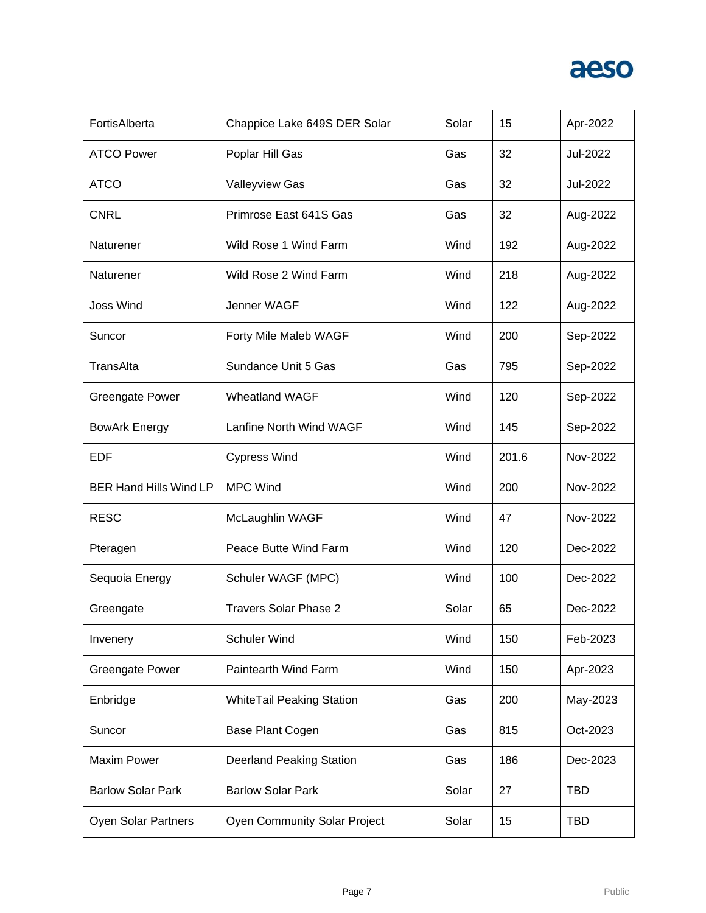| | | | | |
|---|---|---|---|---|
| FortisAlberta | Chappice Lake 649S DER Solar | Solar | 15 | Apr-2022 |
| ATCO Power | Poplar Hill Gas | Gas | 32 | Jul-2022 |
| ATCO | Valleyview Gas | Gas | 32 | Jul-2022 |
| CNRL | Primrose East 641S Gas | Gas | 32 | Aug-2022 |
| Naturener | Wild Rose 1 Wind Farm | Wind | 192 | Aug-2022 |
| Naturener | Wild Rose 2 Wind Farm | Wind | 218 | Aug-2022 |
| Joss Wind | Jenner WAGF | Wind | 122 | Aug-2022 |
| Suncor | Forty Mile Maleb WAGF | Wind | 200 | Sep-2022 |
| TransAlta | Sundance Unit 5 Gas | Gas | 795 | Sep-2022 |
| Greengate Power | Wheatland WAGF | Wind | 120 | Sep-2022 |
| BowArk Energy | Lanfine North Wind WAGF | Wind | 145 | Sep-2022 |
| EDF | Cypress Wind | Wind | 201.6 | Nov-2022 |
| BER Hand Hills Wind LP | MPC Wind | Wind | 200 | Nov-2022 |
| RESC | McLaughlin WAGF | Wind | 47 | Nov-2022 |
| Pteragen | Peace Butte Wind Farm | Wind | 120 | Dec-2022 |
| Sequoia Energy | Schuler WAGF (MPC) | Wind | 100 | Dec-2022 |
| Greengate | Travers Solar Phase 2 | Solar | 65 | Dec-2022 |
| Invenery | Schuler Wind | Wind | 150 | Feb-2023 |
| Greengate Power | Paintearth Wind Farm | Wind | 150 | Apr-2023 |
| Enbridge | WhiteTail Peaking Station | Gas | 200 | May-2023 |
| Suncor | Base Plant Cogen | Gas | 815 | Oct-2023 |
| Maxim Power | Deerland Peaking Station | Gas | 186 | Dec-2023 |
| Barlow Solar Park | Barlow Solar Park | Solar | 27 | TBD |
| Oyen Solar Partners | Oyen Community Solar Project | Solar | 15 | TBD |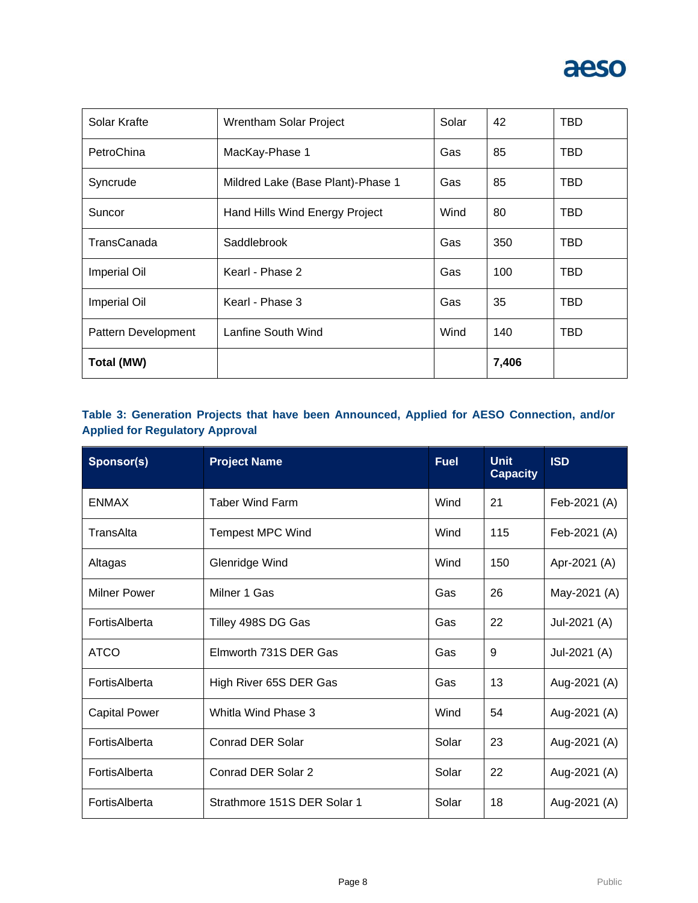| | | | | |
|---|---|---|---|---|
| Solar Krafte | Wrentham Solar Project | Solar | 42 | TBD |
| PetroChina | MacKay-Phase 1 | Gas | 85 | TBD |
| Syncrude | Mildred Lake (Base Plant)-Phase 1 | Gas | 85 | TBD |
| Suncor | Hand Hills Wind Energy Project | Wind | 80 | TBD |
| TransCanada | Saddlebrook | Gas | 350 | TBD |
| Imperial Oil | Kearl - Phase 2 | Gas | 100 | TBD |
| Imperial Oil | Kearl - Phase 3 | Gas | 35 | TBD |
| Pattern Development | Lanfine South Wind | Wind | 140 | TBD |
| **Total (MW)** | | | **7,406** | |

**Table 3: Generation Projects that have been Announced, Applied for AESO Connection, and/or Applied for Regulatory Approval**

| Sponsor(s) | Project Name | Fuel | Unit Capacity | ISD |
|---|---|---|---|---|
| ENMAX | Taber Wind Farm | Wind | 21 | Feb-2021 (A) |
| TransAlta | Tempest MPC Wind | Wind | 115 | Feb-2021 (A) |
| Altagas | Glenridge Wind | Wind | 150 | Apr-2021 (A) |
| Milner Power | Milner 1 Gas | Gas | 26 | May-2021 (A) |
| FortisAlberta | Tilley 498S DG Gas | Gas | 22 | Jul-2021 (A) |
| ATCO | Elmworth 731S DER Gas | Gas | 9 | Jul-2021 (A) |
| FortisAlberta | High River 65S DER Gas | Gas | 13 | Aug-2021 (A) |
| Capital Power | Whitla Wind Phase 3 | Wind | 54 | Aug-2021 (A) |
| FortisAlberta | Conrad DER Solar | Solar | 23 | Aug-2021 (A) |
| FortisAlberta | Conrad DER Solar 2 | Solar | 22 | Aug-2021 (A) |
| FortisAlberta | Strathmore 151S DER Solar 1 | Solar | 18 | Aug-2021 (A) |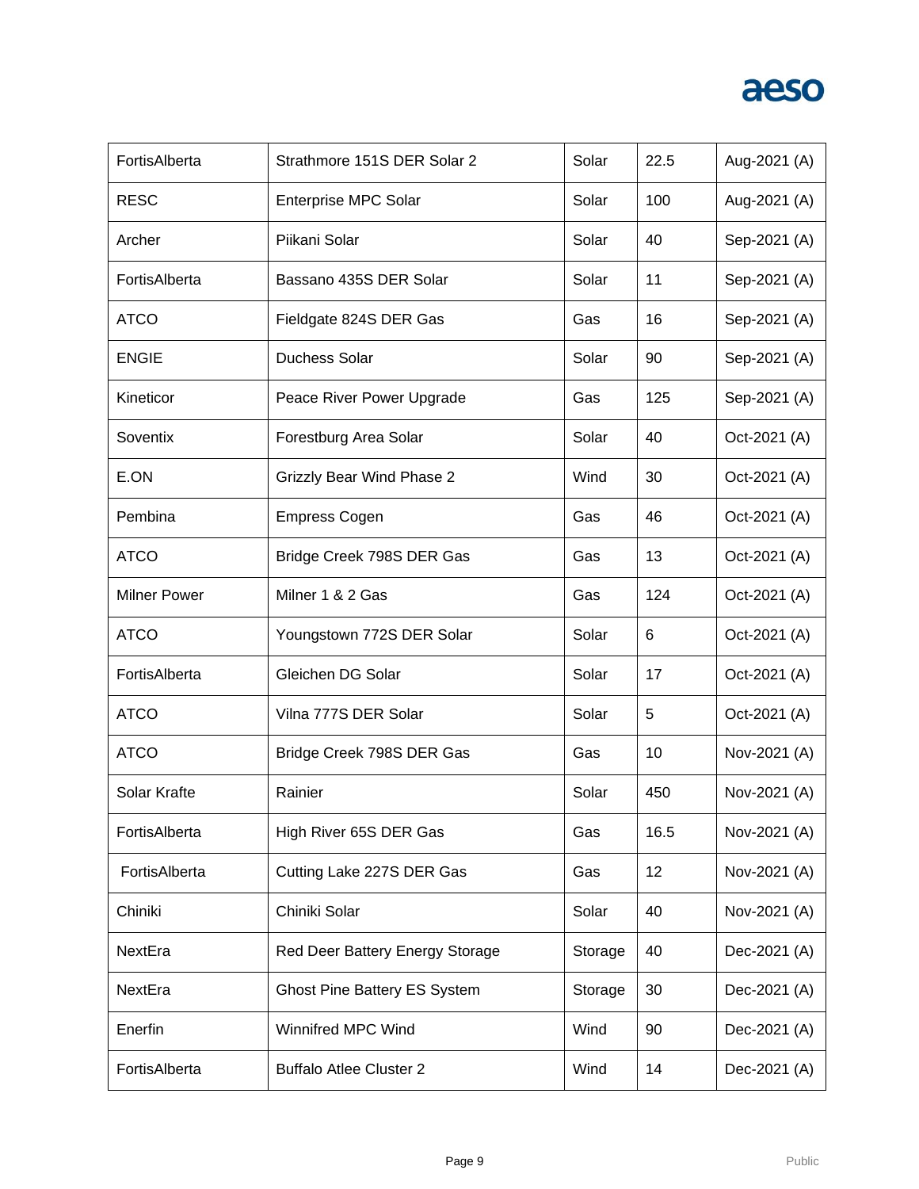| FortisAlberta | Strathmore 151S DER Solar 2 | Solar | 22.5 | Aug-2021 (A) |
|---|---|---|---|---|
| RESC | Enterprise MPC Solar | Solar | 100 | Aug-2021 (A) |
| Archer | Piikani Solar | Solar | 40 | Sep-2021 (A) |
| FortisAlberta | Bassano 435S DER Solar | Solar | 11 | Sep-2021 (A) |
| ATCO | Fieldgate 824S DER Gas | Gas | 16 | Sep-2021 (A) |
| ENGIE | Duchess Solar | Solar | 90 | Sep-2021 (A) |
| Kineticor | Peace River Power Upgrade | Gas | 125 | Sep-2021 (A) |
| Soventix | Forestburg Area Solar | Solar | 40 | Oct-2021 (A) |
| E.ON | Grizzly Bear Wind Phase 2 | Wind | 30 | Oct-2021 (A) |
| Pembina | Empress Cogen | Gas | 46 | Oct-2021 (A) |
| ATCO | Bridge Creek 798S DER Gas | Gas | 13 | Oct-2021 (A) |
| Milner Power | Milner 1 & 2 Gas | Gas | 124 | Oct-2021 (A) |
| ATCO | Youngstown 772S DER Solar | Solar | 6 | Oct-2021 (A) |
| FortisAlberta | Gleichen DG Solar | Solar | 17 | Oct-2021 (A) |
| ATCO | Vilna 777S DER Solar | Solar | 5 | Oct-2021 (A) |
| ATCO | Bridge Creek 798S DER Gas | Gas | 10 | Nov-2021 (A) |
| Solar Krafte | Rainier | Solar | 450 | Nov-2021 (A) |
| FortisAlberta | High River 65S DER Gas | Gas | 16.5 | Nov-2021 (A) |
| FortisAlberta | Cutting Lake 227S DER Gas | Gas | 12 | Nov-2021 (A) |
| Chiniki | Chiniki Solar | Solar | 40 | Nov-2021 (A) |
| NextEra | Red Deer Battery Energy Storage | Storage | 40 | Dec-2021 (A) |
| NextEra | Ghost Pine Battery ES System | Storage | 30 | Dec-2021 (A) |
| Enerfin | Winnifred MPC Wind | Wind | 90 | Dec-2021 (A) |
| FortisAlberta | Buffalo Atlee Cluster 2 | Wind | 14 | Dec-2021 (A) |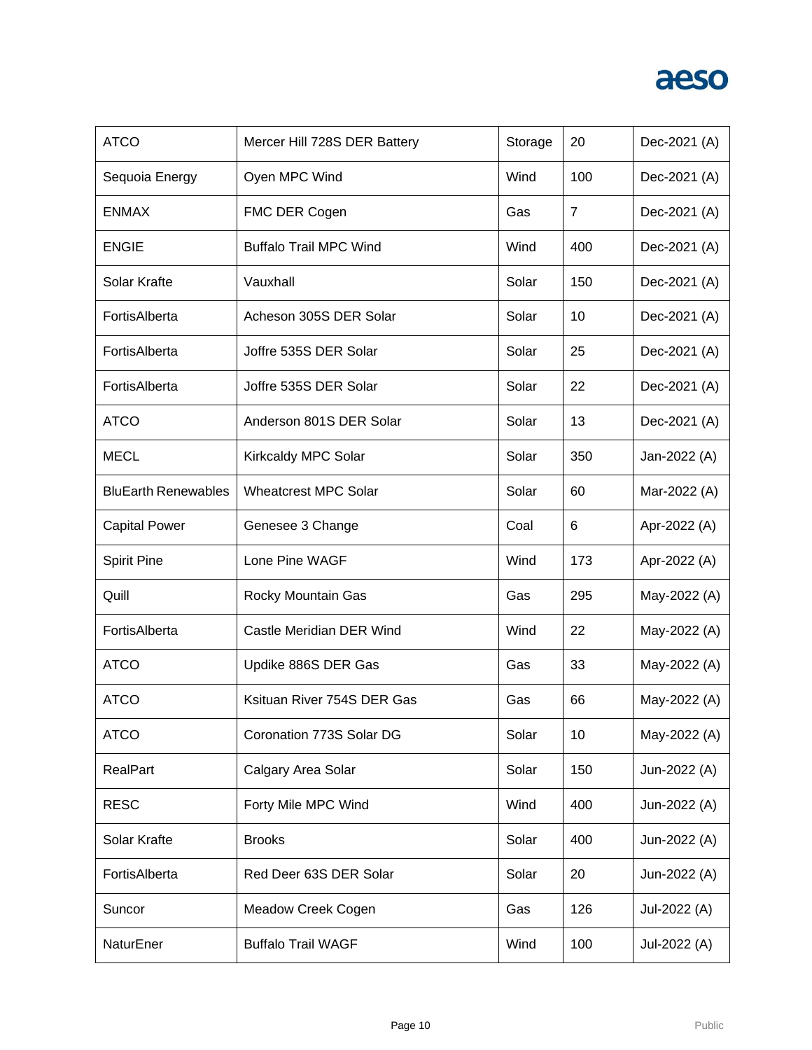| ATCO | Mercer Hill 728S DER Battery | Storage | 20 | Dec-2021 (A) |
|---|---|---|---|---|
| Sequoia Energy | Oyen MPC Wind | Wind | 100 | Dec-2021 (A) |
| ENMAX | FMC DER Cogen | Gas | 7 | Dec-2021 (A) |
| ENGIE | Buffalo Trail MPC Wind | Wind | 400 | Dec-2021 (A) |
| Solar Krafte | Vauxhall | Solar | 150 | Dec-2021 (A) |
| FortisAlberta | Acheson 305S DER Solar | Solar | 10 | Dec-2021 (A) |
| FortisAlberta | Joffre 535S DER Solar | Solar | 25 | Dec-2021 (A) |
| FortisAlberta | Joffre 535S DER Solar | Solar | 22 | Dec-2021 (A) |
| ATCO | Anderson 801S DER Solar | Solar | 13 | Dec-2021 (A) |
| MECL | Kirkcaldy MPC Solar | Solar | 350 | Jan-2022 (A) |
| BluEarth Renewables | Wheatcrest MPC Solar | Solar | 60 | Mar-2022 (A) |
| Capital Power | Genesee 3 Change | Coal | 6 | Apr-2022 (A) |
| Spirit Pine | Lone Pine WAGF | Wind | 173 | Apr-2022 (A) |
| Quill | Rocky Mountain Gas | Gas | 295 | May-2022 (A) |
| FortisAlberta | Castle Meridian DER Wind | Wind | 22 | May-2022 (A) |
| ATCO | Updike 886S DER Gas | Gas | 33 | May-2022 (A) |
| ATCO | Ksituan River 754S DER Gas | Gas | 66 | May-2022 (A) |
| ATCO | Coronation 773S Solar DG | Solar | 10 | May-2022 (A) |
| RealPart | Calgary Area Solar | Solar | 150 | Jun-2022 (A) |
| RESC | Forty Mile MPC Wind | Wind | 400 | Jun-2022 (A) |
| Solar Krafte | Brooks | Solar | 400 | Jun-2022 (A) |
| FortisAlberta | Red Deer 63S DER Solar | Solar | 20 | Jun-2022 (A) |
| Suncor | Meadow Creek Cogen | Gas | 126 | Jul-2022 (A) |
| NaturEner | Buffalo Trail WAGF | Wind | 100 | Jul-2022 (A) |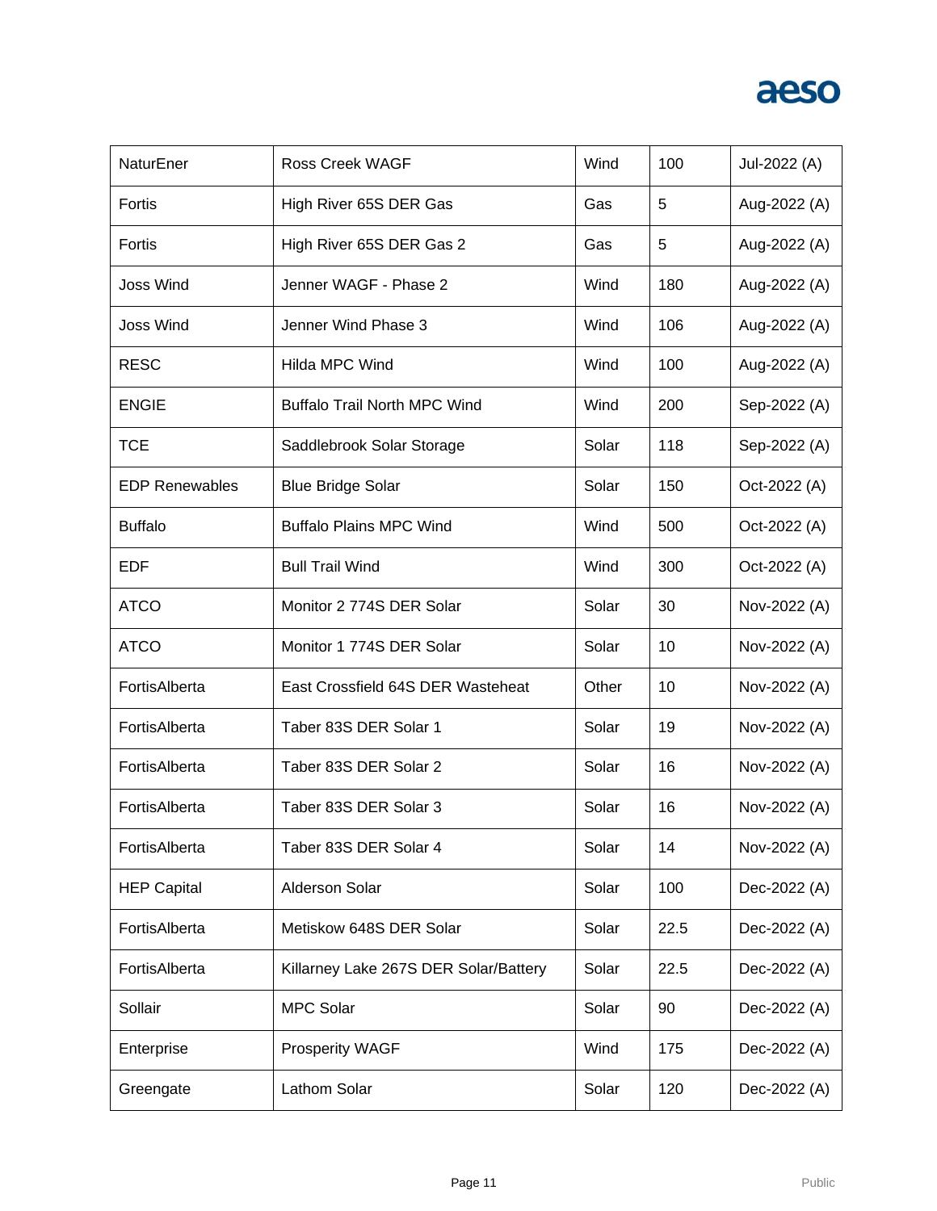| | | | | |
|---|---|---|---|---|
| NaturEner | Ross Creek WAGF | Wind | 100 | Jul-2022 (A) |
| Fortis | High River 65S DER Gas | Gas | 5 | Aug-2022 (A) |
| Fortis | High River 65S DER Gas 2 | Gas | 5 | Aug-2022 (A) |
| Joss Wind | Jenner WAGF - Phase 2 | Wind | 180 | Aug-2022 (A) |
| Joss Wind | Jenner Wind Phase 3 | Wind | 106 | Aug-2022 (A) |
| RESC | Hilda MPC Wind | Wind | 100 | Aug-2022 (A) |
| ENGIE | Buffalo Trail North MPC Wind | Wind | 200 | Sep-2022 (A) |
| TCE | Saddlebrook Solar Storage | Solar | 118 | Sep-2022 (A) |
| EDP Renewables | Blue Bridge Solar | Solar | 150 | Oct-2022 (A) |
| Buffalo | Buffalo Plains MPC Wind | Wind | 500 | Oct-2022 (A) |
| EDF | Bull Trail Wind | Wind | 300 | Oct-2022 (A) |
| ATCO | Monitor 2 774S DER Solar | Solar | 30 | Nov-2022 (A) |
| ATCO | Monitor 1 774S DER Solar | Solar | 10 | Nov-2022 (A) |
| FortisAlberta | East Crossfield 64S DER Wasteheat | Other | 10 | Nov-2022 (A) |
| FortisAlberta | Taber 83S DER Solar 1 | Solar | 19 | Nov-2022 (A) |
| FortisAlberta | Taber 83S DER Solar 2 | Solar | 16 | Nov-2022 (A) |
| FortisAlberta | Taber 83S DER Solar 3 | Solar | 16 | Nov-2022 (A) |
| FortisAlberta | Taber 83S DER Solar 4 | Solar | 14 | Nov-2022 (A) |
| HEP Capital | Alderson Solar | Solar | 100 | Dec-2022 (A) |
| FortisAlberta | Metiskow 648S DER Solar | Solar | 22.5 | Dec-2022 (A) |
| FortisAlberta | Killarney Lake 267S DER Solar/Battery | Solar | 22.5 | Dec-2022 (A) |
| Sollair | MPC Solar | Solar | 90 | Dec-2022 (A) |
| Enterprise | Prosperity WAGF | Wind | 175 | Dec-2022 (A) |
| Greengate | Lathom Solar | Solar | 120 | Dec-2022 (A) |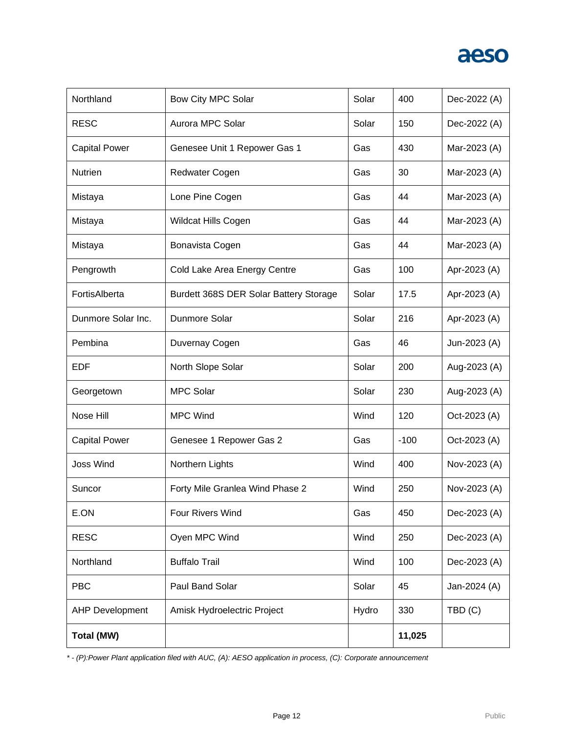| Northland | Bow City MPC Solar | Solar | 400 | Dec-2022 (A) |
|---|---|---|---|---|
| RESC | Aurora MPC Solar | Solar | 150 | Dec-2022 (A) |
| Capital Power | Genesee Unit 1 Repower Gas 1 | Gas | 430 | Mar-2023 (A) |
| Nutrien | Redwater Cogen | Gas | 30 | Mar-2023 (A) |
| Mistaya | Lone Pine Cogen | Gas | 44 | Mar-2023 (A) |
| Mistaya | Wildcat Hills Cogen | Gas | 44 | Mar-2023 (A) |
| Mistaya | Bonavista Cogen | Gas | 44 | Mar-2023 (A) |
| Pengrowth | Cold Lake Area Energy Centre | Gas | 100 | Apr-2023 (A) |
| FortisAlberta | Burdett 368S DER Solar Battery Storage | Solar | 17.5 | Apr-2023 (A) |
| Dunmore Solar Inc. | Dunmore Solar | Solar | 216 | Apr-2023 (A) |
| Pembina | Duvernay Cogen | Gas | 46 | Jun-2023 (A) |
| EDF | North Slope Solar | Solar | 200 | Aug-2023 (A) |
| Georgetown | MPC Solar | Solar | 230 | Aug-2023 (A) |
| Nose Hill | MPC Wind | Wind | 120 | Oct-2023 (A) |
| Capital Power | Genesee 1 Repower Gas 2 | Gas | -100 | Oct-2023 (A) |
| Joss Wind | Northern Lights | Wind | 400 | Nov-2023 (A) |
| Suncor | Forty Mile Granlea Wind Phase 2 | Wind | 250 | Nov-2023 (A) |
| E.ON | Four Rivers Wind | Gas | 450 | Dec-2023 (A) |
| RESC | Oyen MPC Wind | Wind | 250 | Dec-2023 (A) |
| Northland | Buffalo Trail | Wind | 100 | Dec-2023 (A) |
| PBC | Paul Band Solar | Solar | 45 | Jan-2024 (A) |
| AHP Development | Amisk Hydroelectric Project | Hydro | 330 | TBD (C) |
| **Total (MW)** | | | **11,025** | |

*\* - (P):Power Plant application filed with AUC, (A): AESO application in process, (C): Corporate announcement*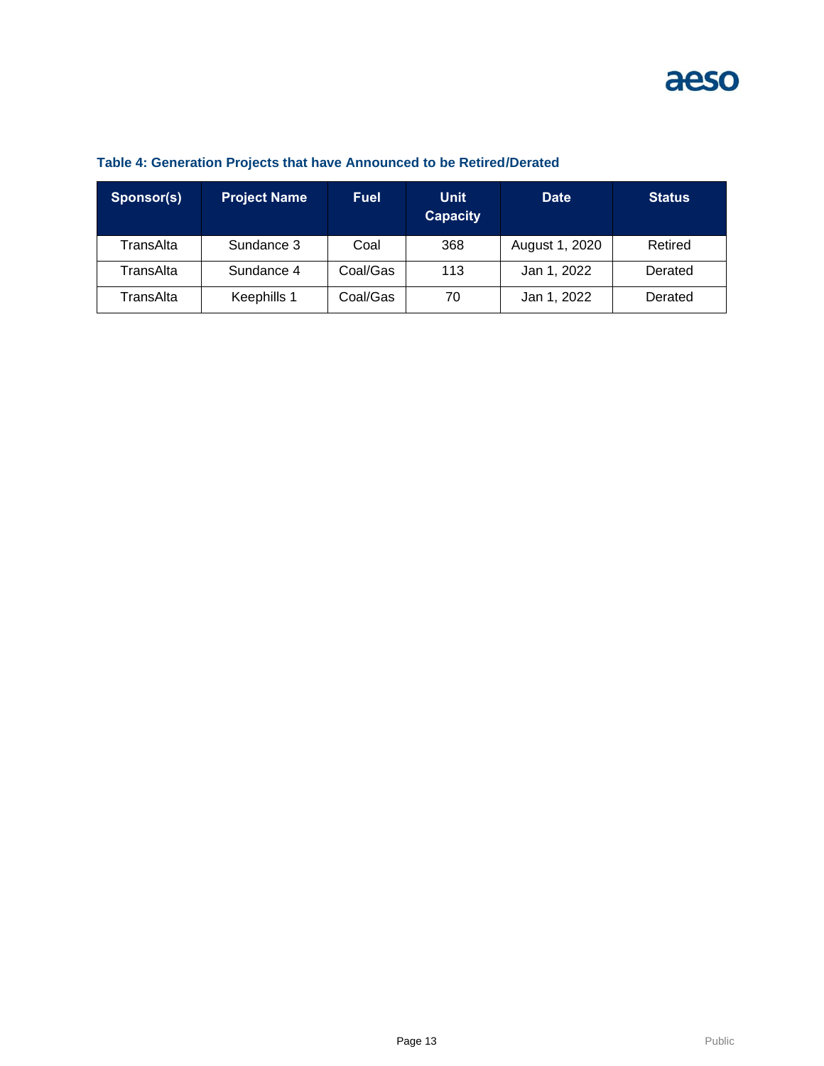**Table 4: Generation Projects that have Announced to be Retired/Derated**

| Sponsor(s) | Project Name | Fuel | Unit Capacity | Date | Status |
|---|---|---|---|---|---|
| TransAlta | Sundance 3 | Coal | 368 | August 1, 2020 | Retired |
| TransAlta | Sundance 4 | Coal/Gas | 113 | Jan 1, 2022 | Derated |
| TransAlta | Keephills 1 | Coal/Gas | 70 | Jan 1, 2022 | Derated |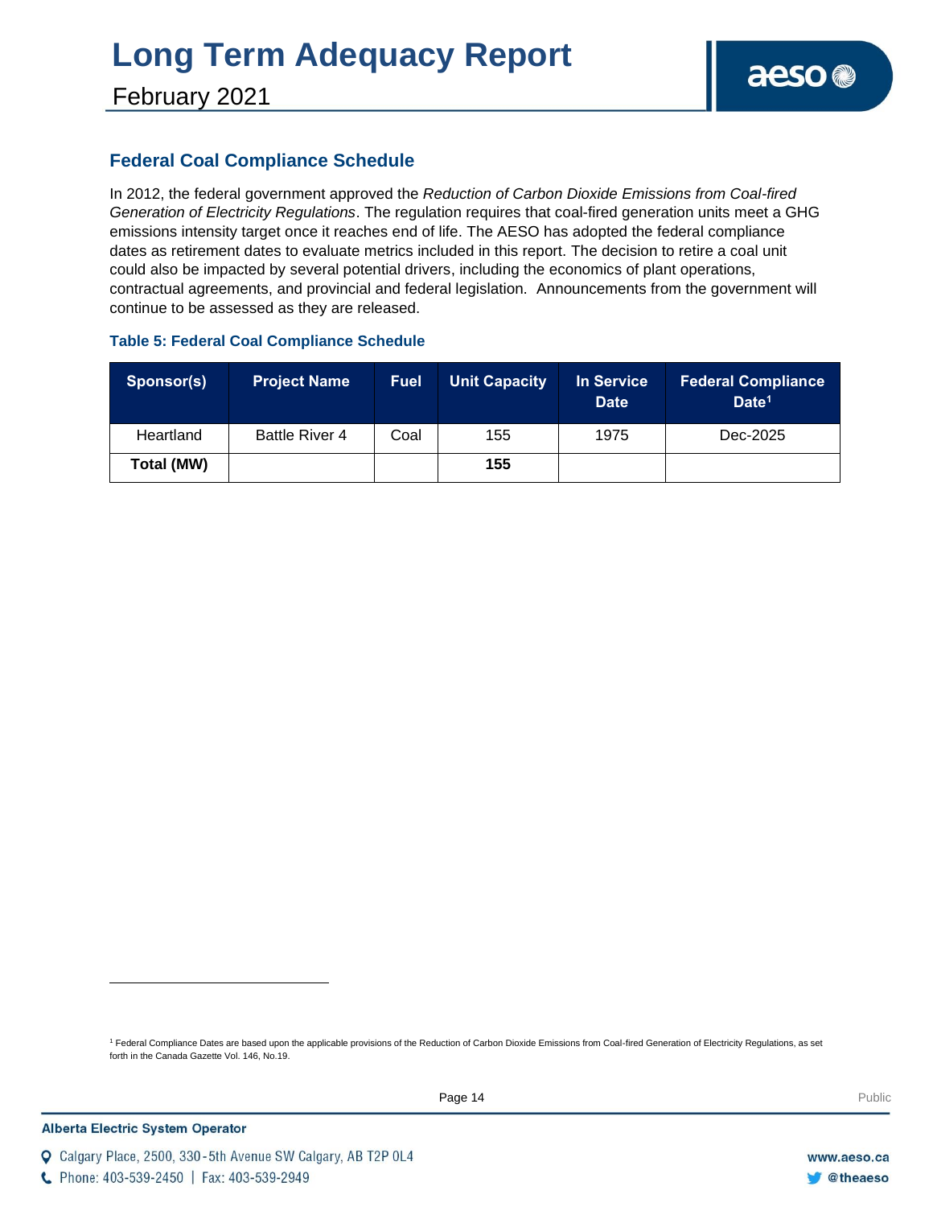## Federal Coal Compliance Schedule

In 2012, the federal government approved the *Reduction of Carbon Dioxide Emissions from Coal-fired Generation of Electricity Regulations*. The regulation requires that coal-fired generation units meet a GHG emissions intensity target once it reaches end of life. The AESO has adopted the federal compliance dates as retirement dates to evaluate metrics included in this report. The decision to retire a coal unit could also be impacted by several potential drivers, including the economics of plant operations, contractual agreements, and provincial and federal legislation. Announcements from the government will continue to be assessed as they are released.

### Table 5: Federal Coal Compliance Schedule

| Sponsor(s) | Project Name | Fuel | Unit Capacity | In Service Date | Federal Compliance Date[1] |
|---|---|---|---|---|---|
| Heartland | Battle River 4 | Coal | 155 | 1975 | Dec-2025 |
| **Total (MW)** | | | **155** | | |

[1] Federal Compliance Dates are based upon the applicable provisions of the Reduction of Carbon Dioxide Emissions from Coal-fired Generation of Electricity Regulations, as set forth in the Canada Gazette Vol. 146, No.19.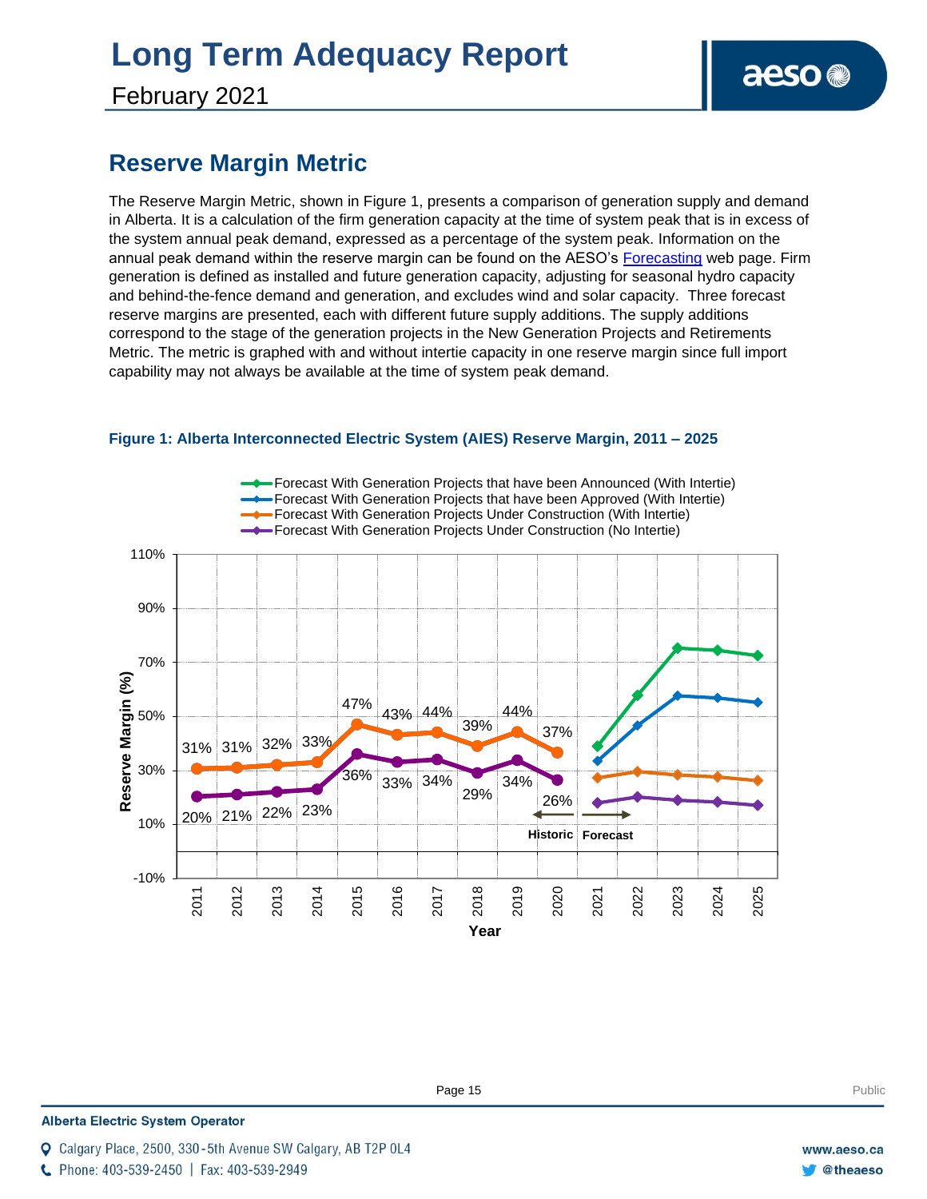## Reserve Margin Metric

The Reserve Margin Metric, shown in Figure 1, presents a comparison of generation supply and demand in Alberta. It is a calculation of the firm generation capacity at the time of system peak that is in excess of the system annual peak demand, expressed as a percentage of the system peak. Information on the annual peak demand within the reserve margin can be found on the AESO's Forecasting web page. Firm generation is defined as installed and future generation capacity, adjusting for seasonal hydro capacity and behind-the-fence demand and generation, and excludes wind and solar capacity. Three forecast reserve margins are presented, each with different future supply additions. The supply additions correspond to the stage of the generation projects in the New Generation Projects and Retirements Metric. The metric is graphed with and without intertie capacity in one reserve margin since full import capability may not always be available at the time of system peak demand.

**Figure 1: Alberta Interconnected Electric System (AIES) Reserve Margin, 2011 – 2025**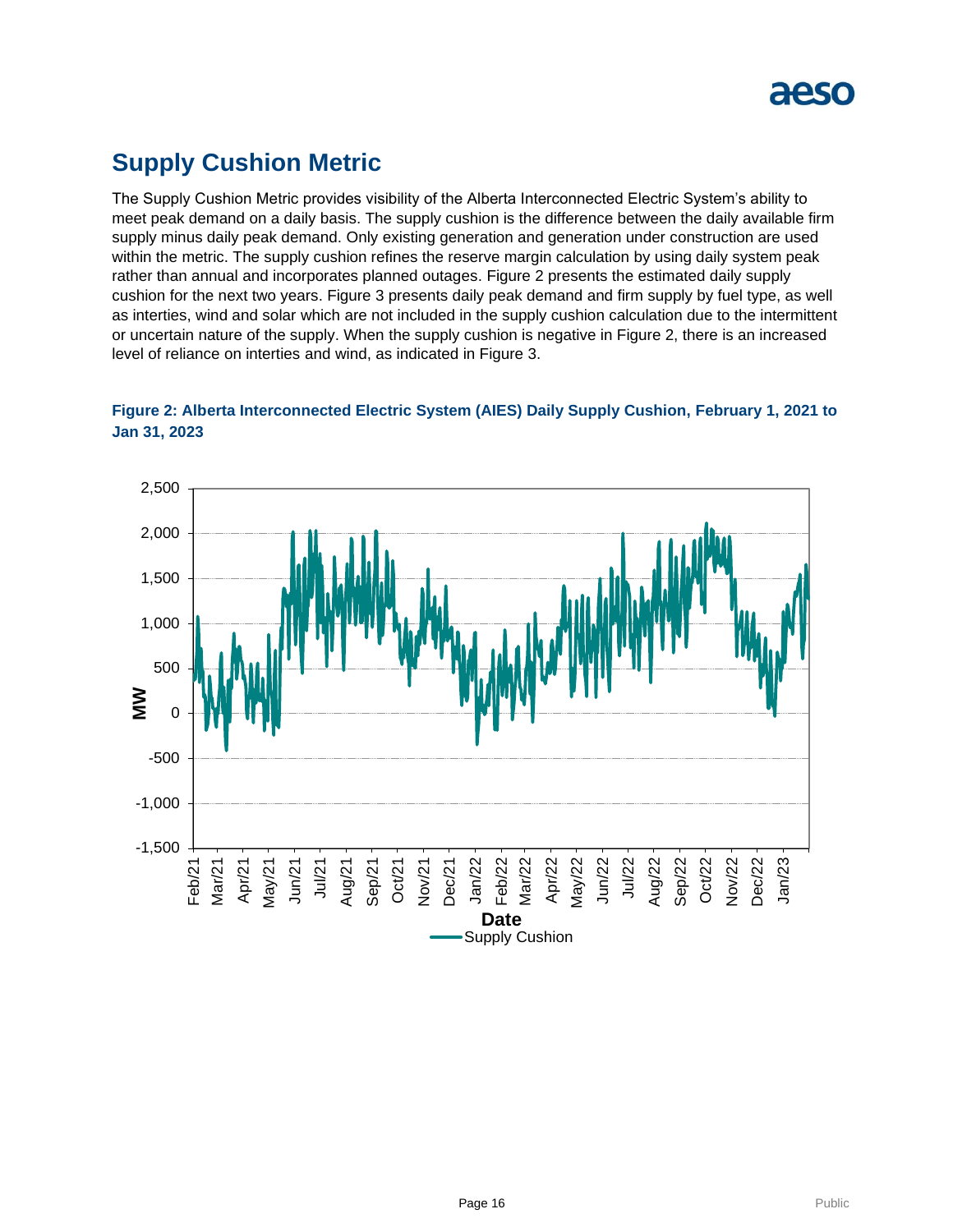## Supply Cushion Metric

The Supply Cushion Metric provides visibility of the Alberta Interconnected Electric System's ability to meet peak demand on a daily basis. The supply cushion is the difference between the daily available firm supply minus daily peak demand. Only existing generation and generation under construction are used within the metric. The supply cushion refines the reserve margin calculation by using daily system peak rather than annual and incorporates planned outages. Figure 2 presents the estimated daily supply cushion for the next two years. Figure 3 presents daily peak demand and firm supply by fuel type, as well as interties, wind and solar which are not included in the supply cushion calculation due to the intermittent or uncertain nature of the supply. When the supply cushion is negative in Figure 2, there is an increased level of reliance on interties and wind, as indicated in Figure 3.

### Figure 2: Alberta Interconnected Electric System (AIES) Daily Supply Cushion, February 1, 2021 to Jan 31, 2023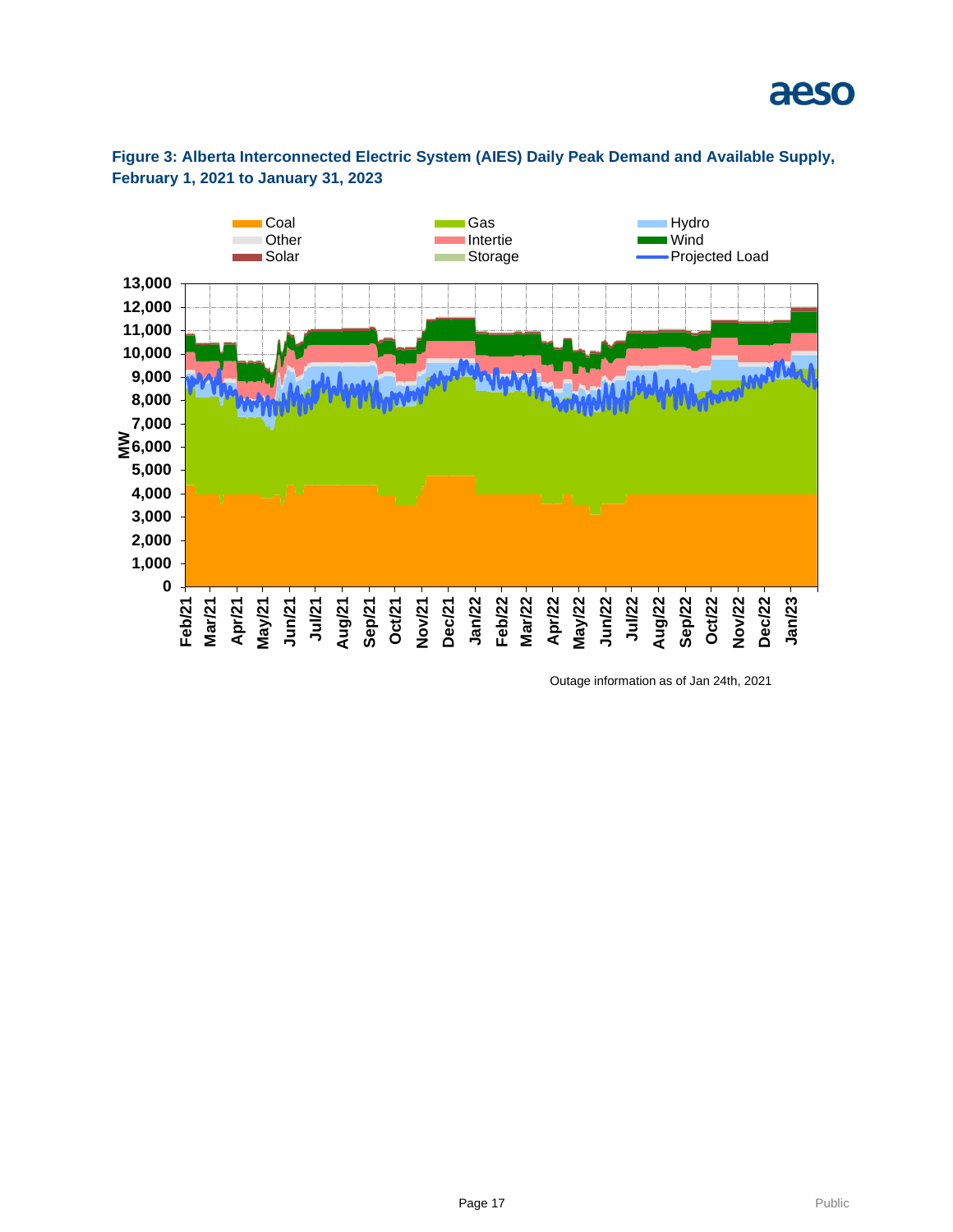**Figure 3: Alberta Interconnected Electric System (AIES) Daily Peak Demand and Available Supply, February 1, 2021 to January 31, 2023**

Outage information as of Jan 24th, 2021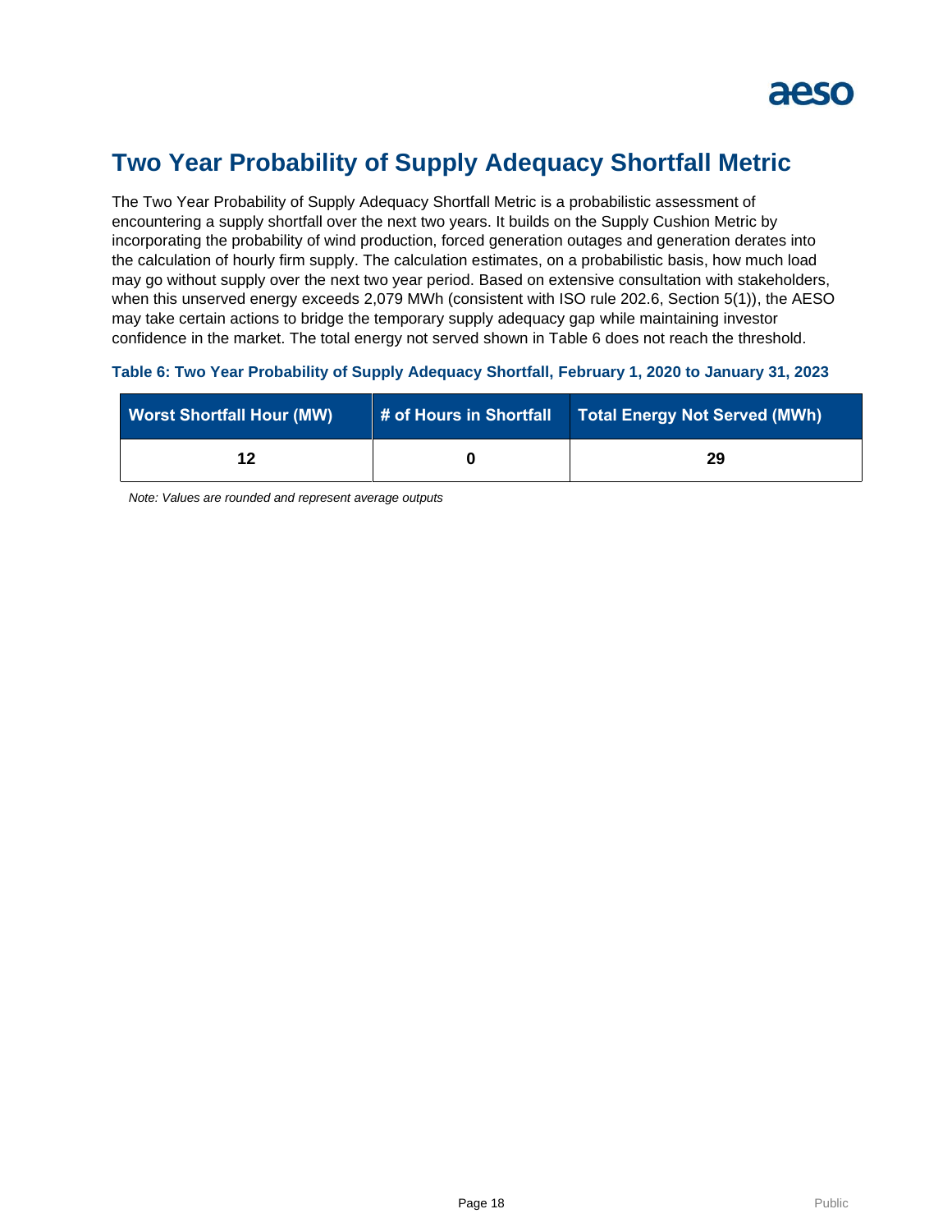# Two Year Probability of Supply Adequacy Shortfall Metric

The Two Year Probability of Supply Adequacy Shortfall Metric is a probabilistic assessment of encountering a supply shortfall over the next two years. It builds on the Supply Cushion Metric by incorporating the probability of wind production, forced generation outages and generation derates into the calculation of hourly firm supply. The calculation estimates, on a probabilistic basis, how much load may go without supply over the next two year period. Based on extensive consultation with stakeholders, when this unserved energy exceeds 2,079 MWh (consistent with ISO rule 202.6, Section 5(1)), the AESO may take certain actions to bridge the temporary supply adequacy gap while maintaining investor confidence in the market. The total energy not served shown in Table 6 does not reach the threshold.

### Table 6: Two Year Probability of Supply Adequacy Shortfall, February 1, 2020 to January 31, 2023

| Worst Shortfall Hour (MW) | # of Hours in Shortfall | Total Energy Not Served (MWh) |
|---|---|---|
| 12 | 0 | 29 |

*Note: Values are rounded and represent average outputs*